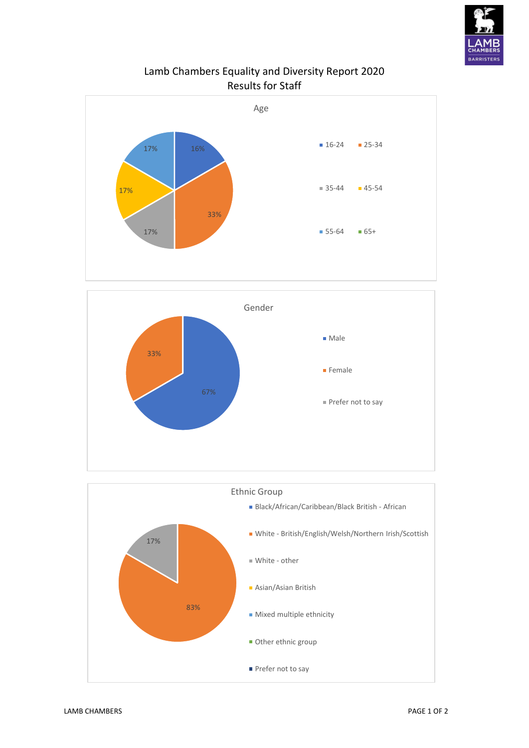# Lamb Chambers Equality and Diversity Report 2020
## Results for Staff

### Age

| Age | % |
|---|---|
| 16-24 | 16% |
| 25-34 | 33% |
| 35-44 | 17% |
| 45-54 | 17% |
| 55-64 | 17% |
| 65+ | |

### Gender

| Gender | % |
|---|---|
| Male | 67% |
| Female | 33% |
| Prefer not to say | |

### Ethnic Group

| Ethnic Group | % |
|---|---|
| Black/African/Caribbean/Black British - African | |
| White - British/English/Welsh/Northern Irish/Scottish | 83% |
| White - other | 17% |
| Asian/Asian British | |
| Mixed multiple ethnicity | |
| Other ethnic group | |
| Prefer not to say | |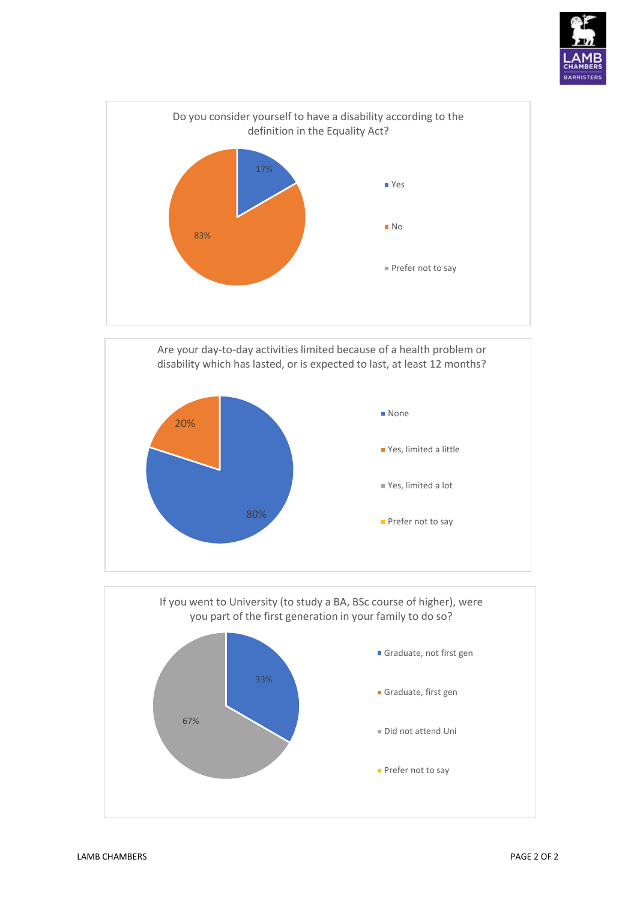Do you consider yourself to have a disability according to the definition in the Equality Act?

| Response | Percentage |
| --- | --- |
| Yes | 17% |
| No | 83% |
| Prefer not to say | |

Are your day-to-day activities limited because of a health problem or disability which has lasted, or is expected to last, at least 12 months?

| Response | Percentage |
| --- | --- |
| None | 80% |
| Yes, limited a little | 20% |
| Yes, limited a lot | |
| Prefer not to say | |

If you went to University (to study a BA, BSc course of higher), were you part of the first generation in your family to do so?

| Response | Percentage |
| --- | --- |
| Graduate, not first gen | 33% |
| Graduate, first gen | |
| Did not attend Uni | 67% |
| Prefer not to say | |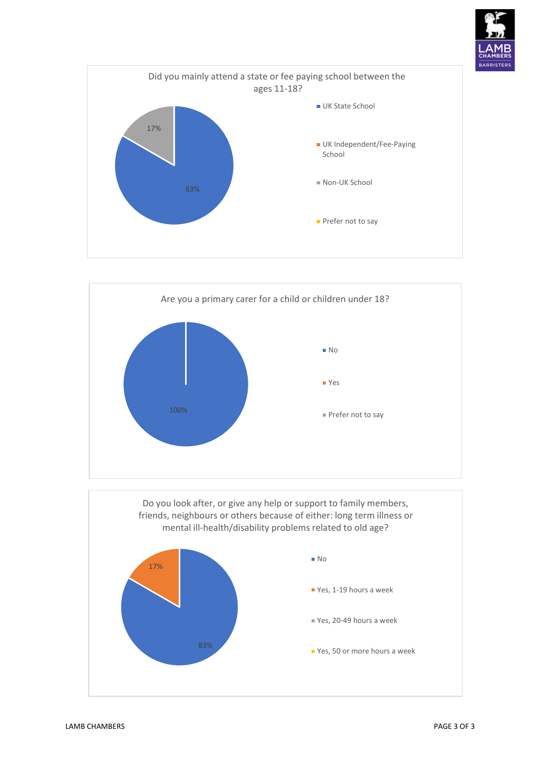Did you mainly attend a state or fee paying school between the ages 11-18?

17%

83%

UK State School

UK Independent/Fee-Paying School

Non-UK School

Prefer not to say

Are you a primary carer for a child or children under 18?

100%

No

Yes

Prefer not to say

Do you look after, or give any help or support to family members, friends, neighbours or others because of either: long term illness or mental ill-health/disability problems related to old age?

17%

83%

No

Yes, 1-19 hours a week

Yes, 20-49 hours a week

Yes, 50 or more hours a week